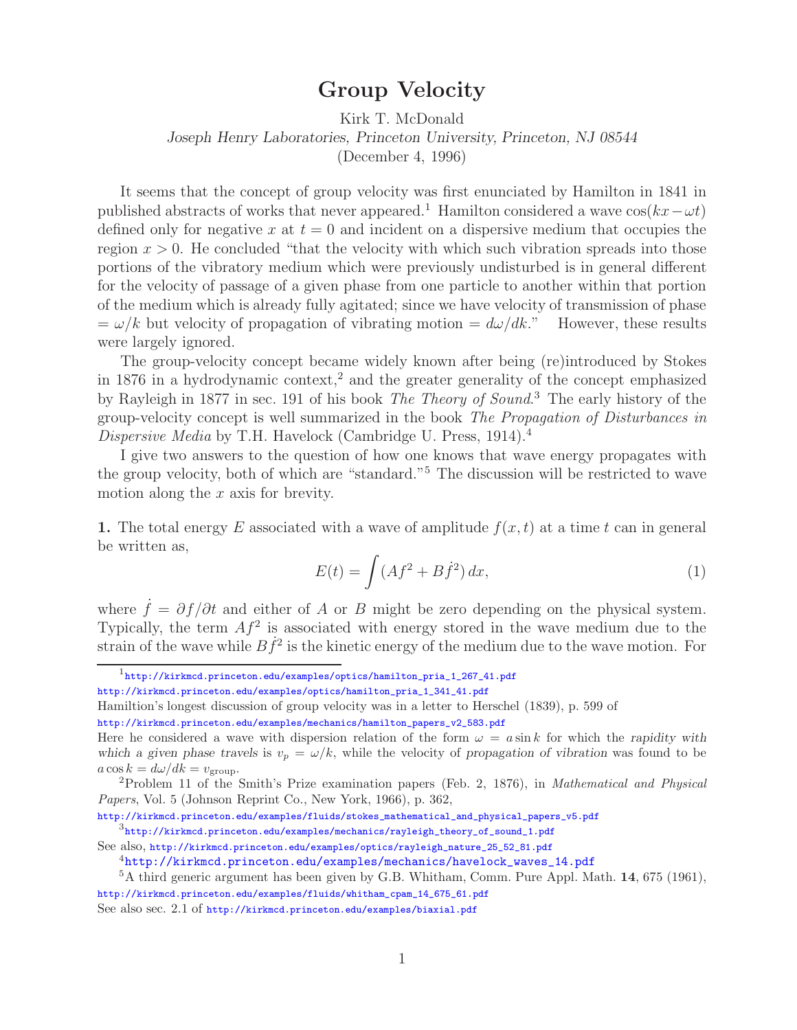# Group Velocity

Kirk T. McDonald
*Joseph Henry Laboratories, Princeton University, Princeton, NJ 08544*
(December 4, 1996)

It seems that the concept of group velocity was first enunciated by Hamilton in 1841 in published abstracts of works that never appeared.[1] Hamilton considered a wave $\cos(kx - \omega t)$ defined only for negative $x$ at $t = 0$ and incident on a dispersive medium that occupies the region $x > 0$. He concluded "that the velocity with which such vibration spreads into those portions of the vibratory medium which were previously undisturbed is in general different for the velocity of passage of a given phase from one particle to another within that portion of the medium which is already fully agitated; since we have velocity of transmission of phase $= \omega/k$ but velocity of propagation of vibrating motion $= d\omega/dk$." However, these results were largely ignored.

The group-velocity concept became widely known after being (re)introduced by Stokes in 1876 in a hydrodynamic context,[2] and the greater generality of the concept emphasized by Rayleigh in 1877 in sec. 191 of his book *The Theory of Sound*.[3] The early history of the group-velocity concept is well summarized in the book *The Propagation of Disturbances in Dispersive Media* by T.H. Havelock (Cambridge U. Press, 1914).[4]

I give two answers to the question of how one knows that wave energy propagates with the group velocity, both of which are "standard."[5] The discussion will be restricted to wave motion along the $x$ axis for brevity.

**1.** The total energy $E$ associated with a wave of amplitude $f(x, t)$ at a time $t$ can in general be written as,

$$E(t) = \int (Af^2 + B\dot{f}^2)\, dx, \tag{1}$$

where $\dot{f} = \partial f/\partial t$ and either of $A$ or $B$ might be zero depending on the physical system. Typically, the term $Af^2$ is associated with energy stored in the wave medium due to the strain of the wave while $B\dot{f}^2$ is the kinetic energy of the medium due to the wave motion. For

---

[1] http://kirkmcd.princeton.edu/examples/optics/hamilton_pria_1_267_41.pdf
http://kirkmcd.princeton.edu/examples/optics/hamilton_pria_1_341_41.pdf
Hamiltion's longest discussion of group velocity was in a letter to Herschel (1839), p. 599 of
http://kirkmcd.princeton.edu/examples/mechanics/hamilton_papers_v2_583.pdf
Here he considered a wave with dispersion relation of the form $\omega = a \sin k$ for which the *rapidity with which a given phase travels* is $v_p = \omega/k$, while the velocity of *propagation of vibration* was found to be $a \cos k = d\omega/dk = v_{\rm group}$.

[2] Problem 11 of the Smith's Prize examination papers (Feb. 2, 1876), in *Mathematical and Physical Papers*, Vol. 5 (Johnson Reprint Co., New York, 1966), p. 362,
http://kirkmcd.princeton.edu/examples/fluids/stokes_mathematical_and_physical_papers_v5.pdf

[3] http://kirkmcd.princeton.edu/examples/mechanics/rayleigh_theory_of_sound_1.pdf
See also, http://kirkmcd.princeton.edu/examples/optics/rayleigh_nature_25_52_81.pdf

[4] http://kirkmcd.princeton.edu/examples/mechanics/havelock_waves_14.pdf

[5] A third generic argument has been given by G.B. Whitham, Comm. Pure Appl. Math. **14**, 675 (1961),
http://kirkmcd.princeton.edu/examples/fluids/whitham_cpam_14_675_61.pdf
See also sec. 2.1 of http://kirkmcd.princeton.edu/examples/biaxial.pdf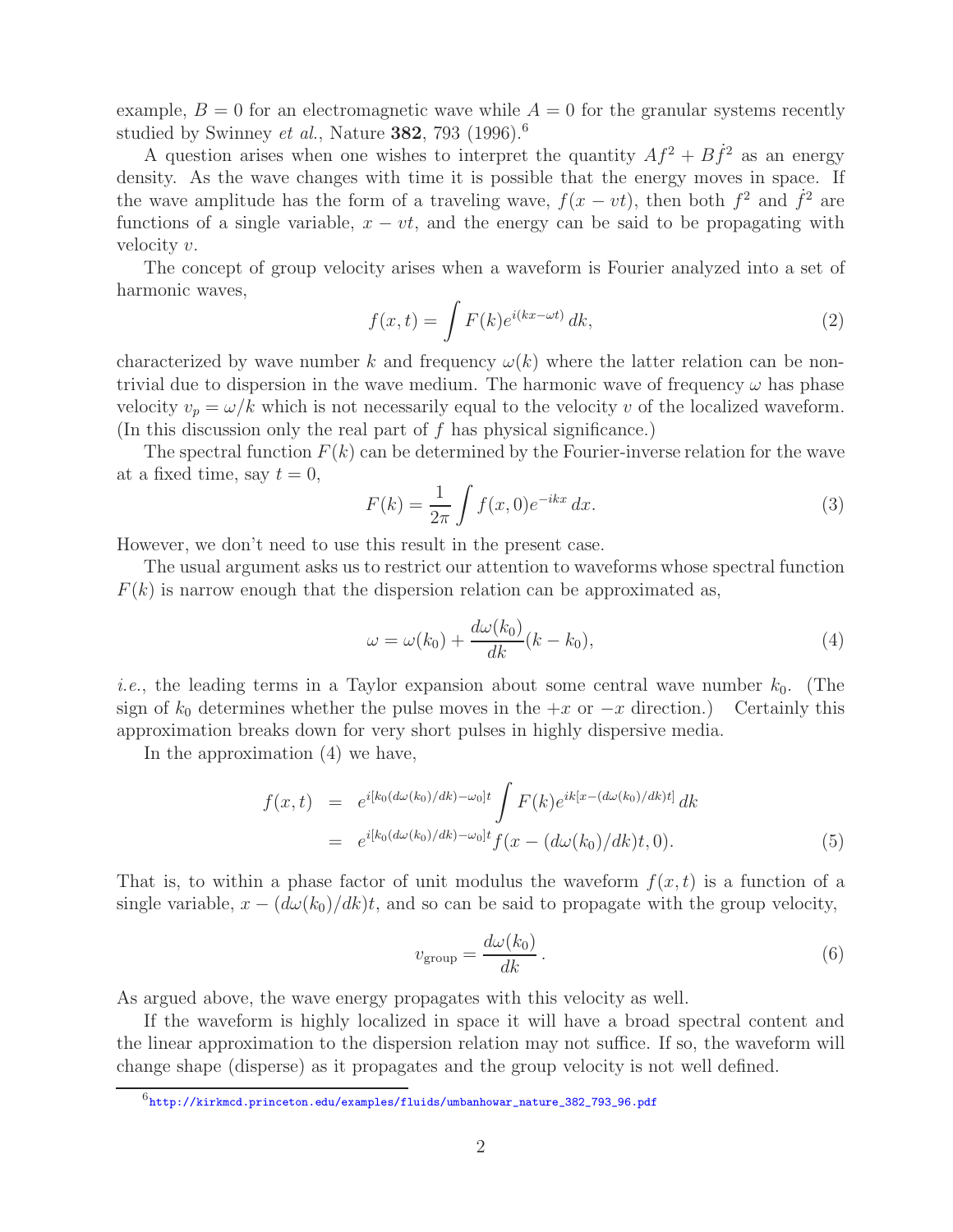example, $B = 0$ for an electromagnetic wave while $A = 0$ for the granular systems recently studied by Swinney *et al.*, Nature **382**, 793 (1996).[6]

A question arises when one wishes to interpret the quantity $Af^2 + B\dot{f}^2$ as an energy density. As the wave changes with time it is possible that the energy moves in space. If the wave amplitude has the form of a traveling wave, $f(x - vt)$, then both $f^2$ and $\dot{f}^2$ are functions of a single variable, $x - vt$, and the energy can be said to be propagating with velocity $v$.

The concept of group velocity arises when a waveform is Fourier analyzed into a set of harmonic waves,

$$f(x,t) = \int F(k) e^{i(kx - \omega t)}\, dk, \tag{2}$$

characterized by wave number $k$ and frequency $\omega(k)$ where the latter relation can be nontrivial due to dispersion in the wave medium. The harmonic wave of frequency $\omega$ has phase velocity $v_p = \omega/k$ which is not necessarily equal to the velocity $v$ of the localized waveform. (In this discussion only the real part of $f$ has physical significance.)

The spectral function $F(k)$ can be determined by the Fourier-inverse relation for the wave at a fixed time, say $t = 0$,

$$F(k) = \frac{1}{2\pi} \int f(x,0) e^{-ikx}\, dx. \tag{3}$$

However, we don't need to use this result in the present case.

The usual argument asks us to restrict our attention to waveforms whose spectral function $F(k)$ is narrow enough that the dispersion relation can be approximated as,

$$\omega = \omega(k_0) + \frac{d\omega(k_0)}{dk}(k - k_0), \tag{4}$$

*i.e.*, the leading terms in a Taylor expansion about some central wave number $k_0$. (The sign of $k_0$ determines whether the pulse moves in the $+x$ or $-x$ direction.) Certainly this approximation breaks down for very short pulses in highly dispersive media.

In the approximation (4) we have,

$$\begin{aligned} f(x,t) &= e^{i[k_0(d\omega(k_0)/dk) - \omega_0]t} \int F(k) e^{ik[x - (d\omega(k_0)/dk)t]}\, dk \\ &= e^{i[k_0(d\omega(k_0)/dk) - \omega_0]t} f(x - (d\omega(k_0)/dk)t, 0). \end{aligned} \tag{5}$$

That is, to within a phase factor of unit modulus the waveform $f(x,t)$ is a function of a single variable, $x - (d\omega(k_0)/dk)t$, and so can be said to propagate with the group velocity,

$$v_{\text{group}} = \frac{d\omega(k_0)}{dk}\,. \tag{6}$$

As argued above, the wave energy propagates with this velocity as well.

If the waveform is highly localized in space it will have a broad spectral content and the linear approximation to the dispersion relation may not suffice. If so, the waveform will change shape (disperse) as it propagates and the group velocity is not well defined.

[6] http://kirkmcd.princeton.edu/examples/fluids/umbanhowar_nature_382_793_96.pdf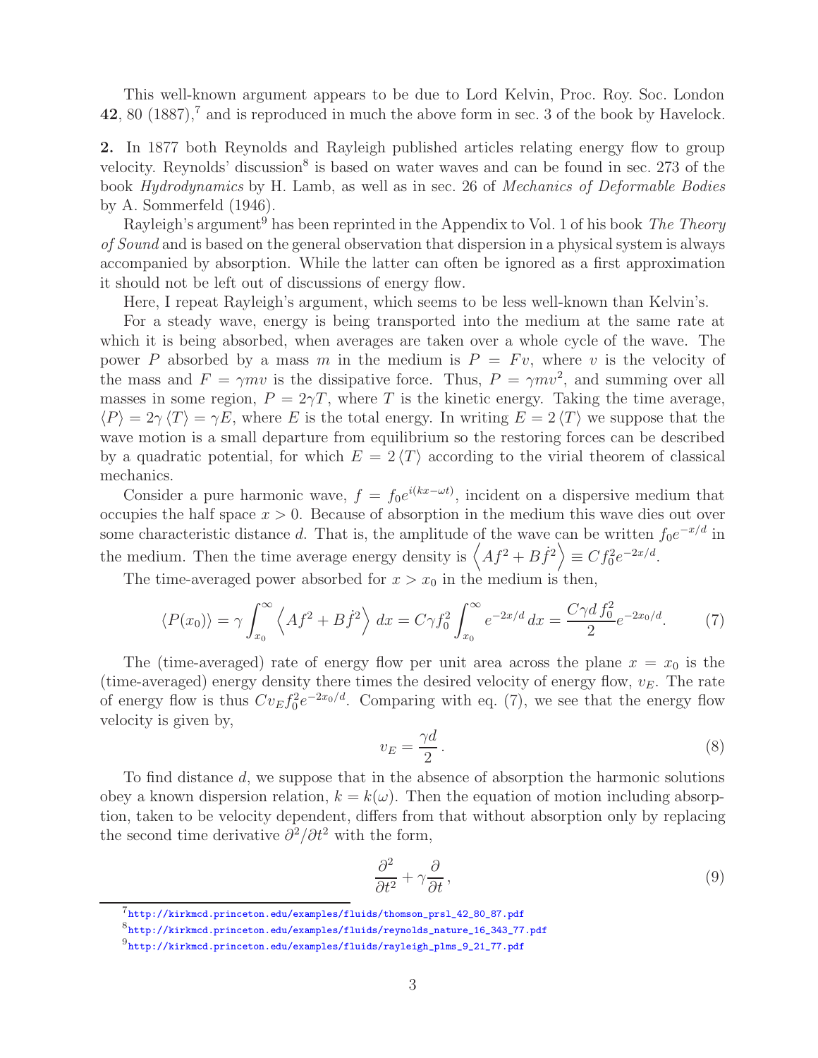This well-known argument appears to be due to Lord Kelvin, Proc. Roy. Soc. London **42**, 80 (1887),[7] and is reproduced in much the above form in sec. 3 of the book by Havelock.

**2.** In 1877 both Reynolds and Rayleigh published articles relating energy flow to group velocity. Reynolds' discussion[8] is based on water waves and can be found in sec. 273 of the book *Hydrodynamics* by H. Lamb, as well as in sec. 26 of *Mechanics of Deformable Bodies* by A. Sommerfeld (1946).

Rayleigh's argument[9] has been reprinted in the Appendix to Vol. 1 of his book *The Theory of Sound* and is based on the general observation that dispersion in a physical system is always accompanied by absorption. While the latter can often be ignored as a first approximation it should not be left out of discussions of energy flow.

Here, I repeat Rayleigh's argument, which seems to be less well-known than Kelvin's.

For a steady wave, energy is being transported into the medium at the same rate at which it is being absorbed, when averages are taken over a whole cycle of the wave. The power $P$ absorbed by a mass $m$ in the medium is $P = Fv$, where $v$ is the velocity of the mass and $F = \gamma m v$ is the dissipative force. Thus, $P = \gamma m v^2$, and summing over all masses in some region, $P = 2\gamma T$, where $T$ is the kinetic energy. Taking the time average, $\langle P \rangle = 2\gamma \langle T \rangle = \gamma E$, where $E$ is the total energy. In writing $E = 2\langle T \rangle$ we suppose that the wave motion is a small departure from equilibrium so the restoring forces can be described by a quadratic potential, for which $E = 2\langle T \rangle$ according to the virial theorem of classical mechanics.

Consider a pure harmonic wave, $f = f_0 e^{i(kx-\omega t)}$, incident on a dispersive medium that occupies the half space $x > 0$. Because of absorption in the medium this wave dies out over some characteristic distance $d$. That is, the amplitude of the wave can be written $f_0 e^{-x/d}$ in the medium. Then the time average energy density is $\left\langle A f^2 + B \dot{f}^2 \right\rangle \equiv C f_0^2 e^{-2x/d}$.

The time-averaged power absorbed for $x > x_0$ in the medium is then,

$$\langle P(x_0) \rangle = \gamma \int_{x_0}^{\infty} \left\langle A f^2 + B \dot{f}^2 \right\rangle \, dx = C\gamma f_0^2 \int_{x_0}^{\infty} e^{-2x/d} \, dx = \frac{C\gamma d\, f_0^2}{2} e^{-2x_0/d}. \tag{7}$$

The (time-averaged) rate of energy flow per unit area across the plane $x = x_0$ is the (time-averaged) energy density there times the desired velocity of energy flow, $v_E$. The rate of energy flow is thus $C v_E f_0^2 e^{-2x_0/d}$. Comparing with eq. (7), we see that the energy flow velocity is given by,

$$v_E = \frac{\gamma d}{2}\,. \tag{8}$$

To find distance $d$, we suppose that in the absence of absorption the harmonic solutions obey a known dispersion relation, $k = k(\omega)$. Then the equation of motion including absorption, taken to be velocity dependent, differs from that without absorption only by replacing the second time derivative $\partial^2/\partial t^2$ with the form,

$$\frac{\partial^2}{\partial t^2} + \gamma \frac{\partial}{\partial t}\,, \tag{9}$$

[7] http://kirkmcd.princeton.edu/examples/fluids/thomson_prsl_42_80_87.pdf

[8] http://kirkmcd.princeton.edu/examples/fluids/reynolds_nature_16_343_77.pdf

[9] http://kirkmcd.princeton.edu/examples/fluids/rayleigh_plms_9_21_77.pdf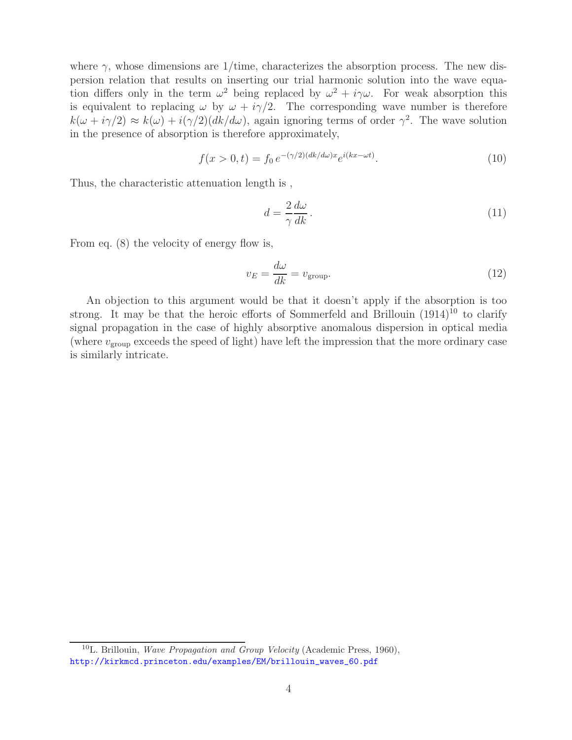where $\gamma$, whose dimensions are 1/time, characterizes the absorption process. The new dispersion relation that results on inserting our trial harmonic solution into the wave equation differs only in the term $\omega^2$ being replaced by $\omega^2 + i\gamma\omega$. For weak absorption this is equivalent to replacing $\omega$ by $\omega + i\gamma/2$. The corresponding wave number is therefore $k(\omega + i\gamma/2) \approx k(\omega) + i(\gamma/2)(dk/d\omega)$, again ignoring terms of order $\gamma^2$. The wave solution in the presence of absorption is therefore approximately,

$$f(x > 0, t) = f_0 \, e^{-(\gamma/2)(dk/d\omega)x} e^{i(kx - \omega t)}. \tag{10}$$

Thus, the characteristic attenuation length is ,

$$d = \frac{2}{\gamma} \frac{d\omega}{dk}. \tag{11}$$

From eq. (8) the velocity of energy flow is,

$$v_E = \frac{d\omega}{dk} = v_{\text{group}}. \tag{12}$$

An objection to this argument would be that it doesn't apply if the absorption is too strong. It may be that the heroic efforts of Sommerfeld and Brillouin (1914)[10] to clarify signal propagation in the case of highly absorptive anomalous dispersion in optical media (where $v_{\text{group}}$ exceeds the speed of light) have left the impression that the more ordinary case is similarly intricate.

---

[10] L. Brillouin, *Wave Propagation and Group Velocity* (Academic Press, 1960), http://kirkmcd.princeton.edu/examples/EM/brillouin_waves_60.pdf